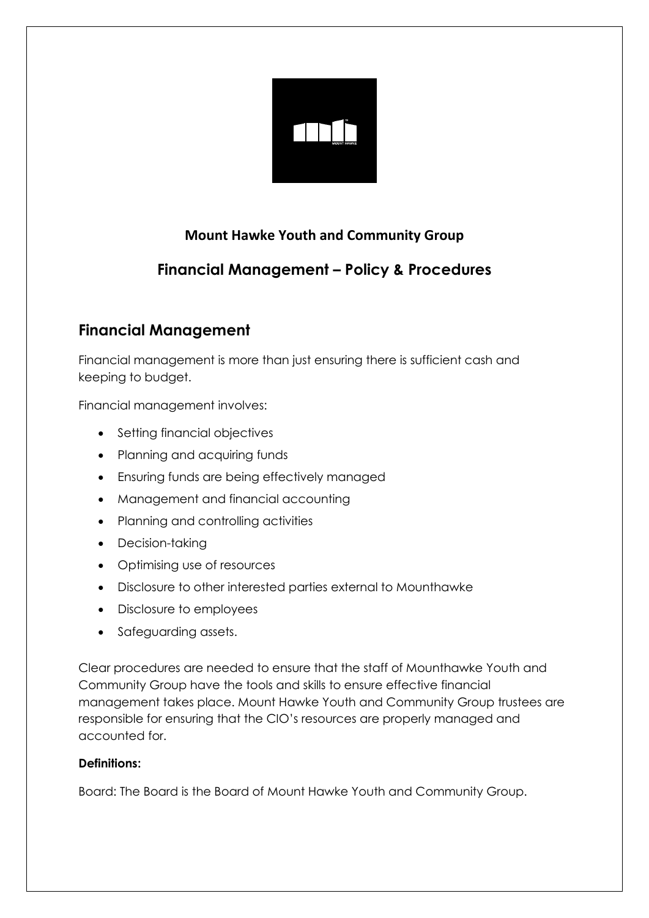**Mount Hawke Youth and Community Group**

# Financial Management – Policy & Procedures

## Financial Management

Financial management is more than just ensuring there is sufficient cash and keeping to budget.

Financial management involves:

- Setting financial objectives
- Planning and acquiring funds
- Ensuring funds are being effectively managed
- Management and financial accounting
- Planning and controlling activities
- Decision-taking
- Optimising use of resources
- Disclosure to other interested parties external to Mounthawke
- Disclosure to employees
- Safeguarding assets.

Clear procedures are needed to ensure that the staff of Mounthawke Youth and Community Group have the tools and skills to ensure effective financial management takes place. Mount Hawke Youth and Community Group trustees are responsible for ensuring that the CIO's resources are properly managed and accounted for.

**Definitions:**

Board: The Board is the Board of Mount Hawke Youth and Community Group.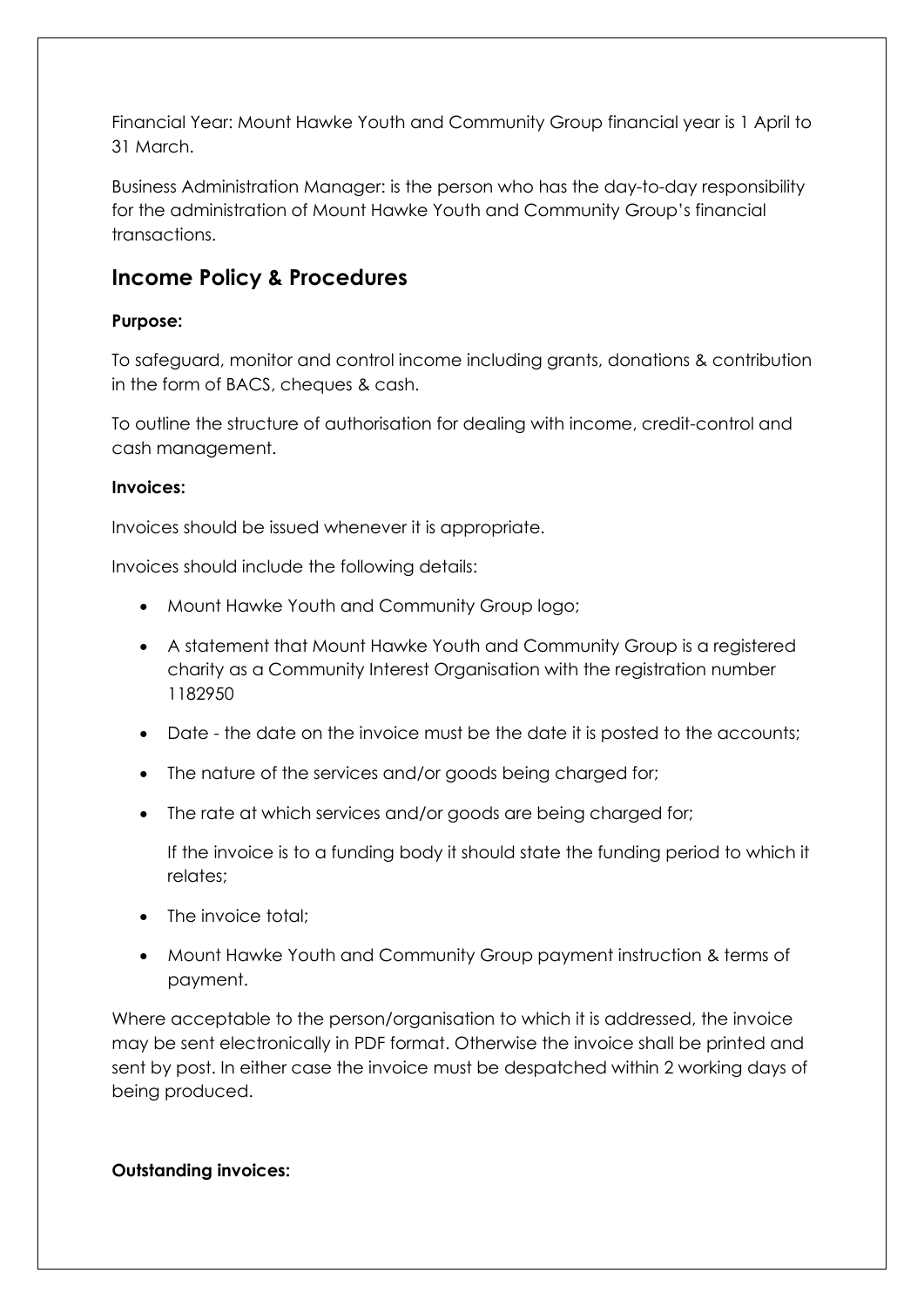Financial Year: Mount Hawke Youth and Community Group financial year is 1 April to 31 March.

Business Administration Manager: is the person who has the day-to-day responsibility for the administration of Mount Hawke Youth and Community Group's financial transactions.

## Income Policy & Procedures

**Purpose:**

To safeguard, monitor and control income including grants, donations & contribution in the form of BACS, cheques & cash.

To outline the structure of authorisation for dealing with income, credit-control and cash management.

**Invoices:**

Invoices should be issued whenever it is appropriate.

Invoices should include the following details:

- Mount Hawke Youth and Community Group logo;
- A statement that Mount Hawke Youth and Community Group is a registered charity as a Community Interest Organisation with the registration number 1182950
- Date - the date on the invoice must be the date it is posted to the accounts;
- The nature of the services and/or goods being charged for;
- The rate at which services and/or goods are being charged for;

  If the invoice is to a funding body it should state the funding period to which it relates;
- The invoice total;
- Mount Hawke Youth and Community Group payment instruction & terms of payment.

Where acceptable to the person/organisation to which it is addressed, the invoice may be sent electronically in PDF format. Otherwise the invoice shall be printed and sent by post. In either case the invoice must be despatched within 2 working days of being produced.

**Outstanding invoices:**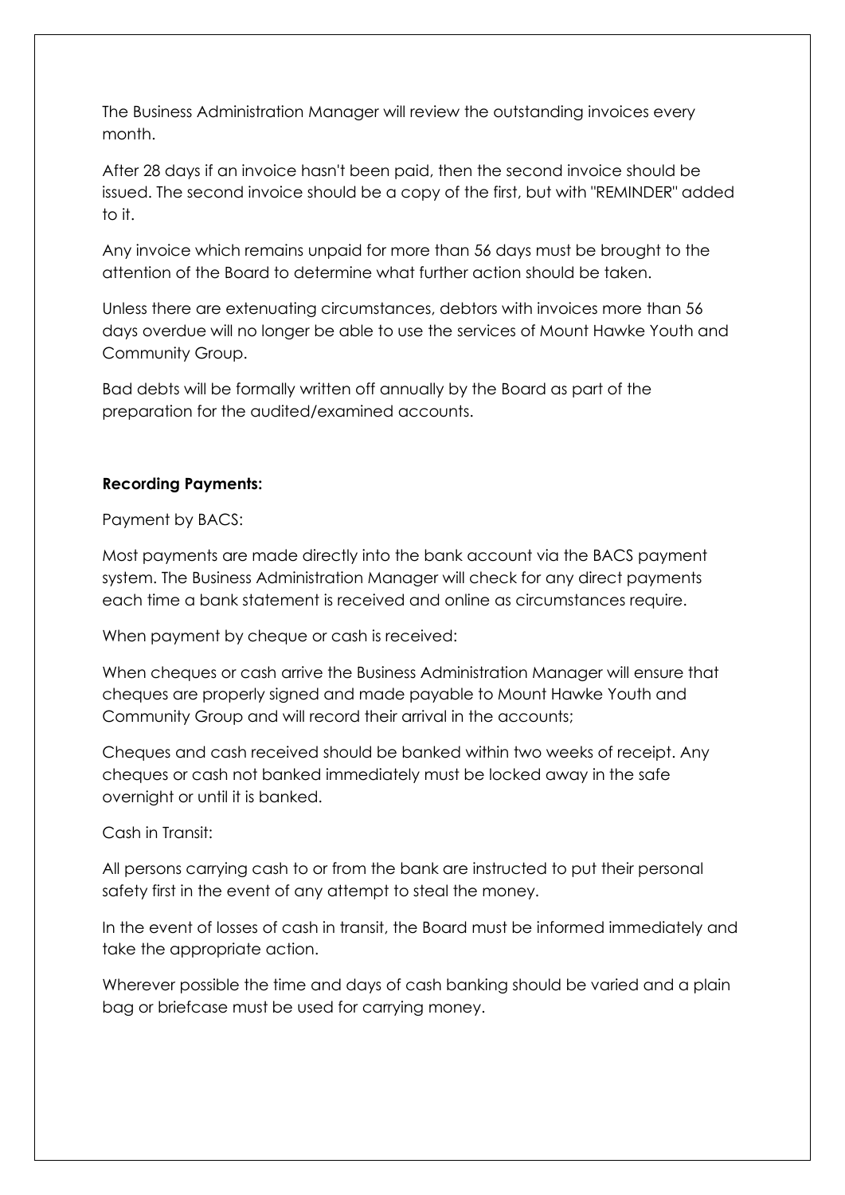The Business Administration Manager will review the outstanding invoices every month.

After 28 days if an invoice hasn't been paid, then the second invoice should be issued. The second invoice should be a copy of the first, but with "REMINDER" added to it.

Any invoice which remains unpaid for more than 56 days must be brought to the attention of the Board to determine what further action should be taken.

Unless there are extenuating circumstances, debtors with invoices more than 56 days overdue will no longer be able to use the services of Mount Hawke Youth and Community Group.

Bad debts will be formally written off annually by the Board as part of the preparation for the audited/examined accounts.

**Recording Payments:**

Payment by BACS:

Most payments are made directly into the bank account via the BACS payment system. The Business Administration Manager will check for any direct payments each time a bank statement is received and online as circumstances require.

When payment by cheque or cash is received:

When cheques or cash arrive the Business Administration Manager will ensure that cheques are properly signed and made payable to Mount Hawke Youth and Community Group and will record their arrival in the accounts;

Cheques and cash received should be banked within two weeks of receipt. Any cheques or cash not banked immediately must be locked away in the safe overnight or until it is banked.

Cash in Transit:

All persons carrying cash to or from the bank are instructed to put their personal safety first in the event of any attempt to steal the money.

In the event of losses of cash in transit, the Board must be informed immediately and take the appropriate action.

Wherever possible the time and days of cash banking should be varied and a plain bag or briefcase must be used for carrying money.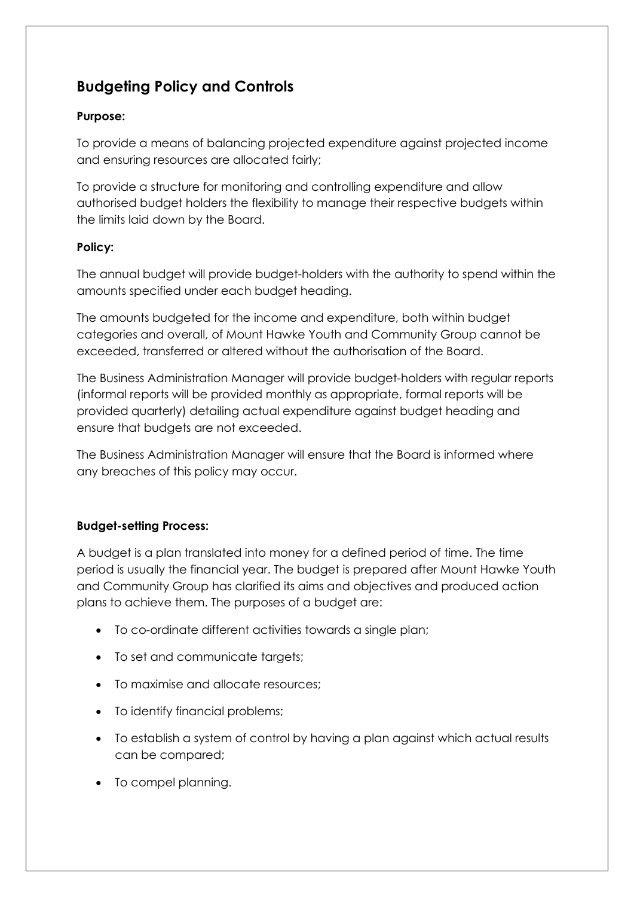## Budgeting Policy and Controls

**Purpose:**

To provide a means of balancing projected expenditure against projected income and ensuring resources are allocated fairly;

To provide a structure for monitoring and controlling expenditure and allow authorised budget holders the flexibility to manage their respective budgets within the limits laid down by the Board.

**Policy:**

The annual budget will provide budget-holders with the authority to spend within the amounts specified under each budget heading.

The amounts budgeted for the income and expenditure, both within budget categories and overall, of Mount Hawke Youth and Community Group cannot be exceeded, transferred or altered without the authorisation of the Board.

The Business Administration Manager will provide budget-holders with regular reports (informal reports will be provided monthly as appropriate, formal reports will be provided quarterly) detailing actual expenditure against budget heading and ensure that budgets are not exceeded.

The Business Administration Manager will ensure that the Board is informed where any breaches of this policy may occur.

**Budget-setting Process:**

A budget is a plan translated into money for a defined period of time. The time period is usually the financial year. The budget is prepared after Mount Hawke Youth and Community Group has clarified its aims and objectives and produced action plans to achieve them. The purposes of a budget are:

- To co-ordinate different activities towards a single plan;
- To set and communicate targets;
- To maximise and allocate resources;
- To identify financial problems;
- To establish a system of control by having a plan against which actual results can be compared;
- To compel planning.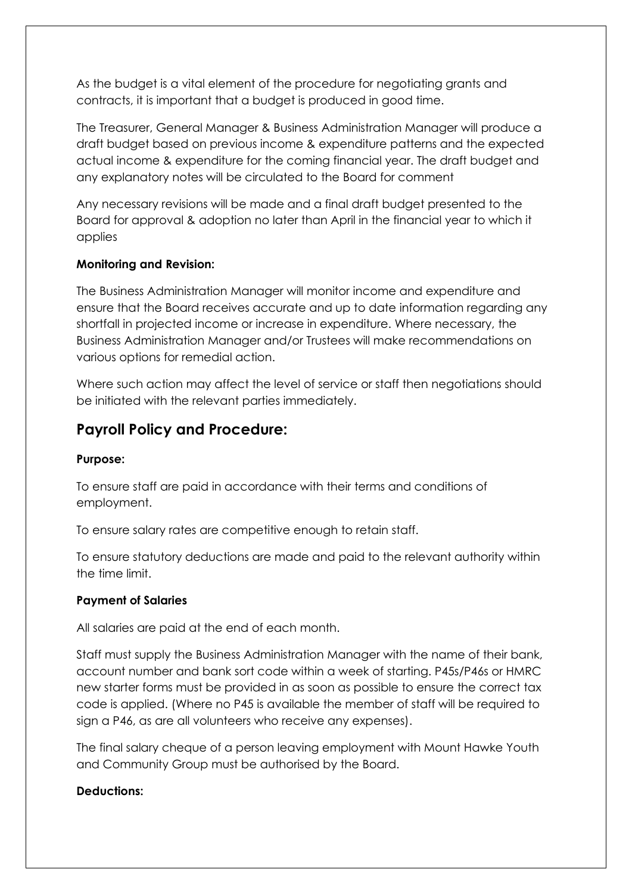As the budget is a vital element of the procedure for negotiating grants and contracts, it is important that a budget is produced in good time.

The Treasurer, General Manager & Business Administration Manager will produce a draft budget based on previous income & expenditure patterns and the expected actual income & expenditure for the coming financial year. The draft budget and any explanatory notes will be circulated to the Board for comment

Any necessary revisions will be made and a final draft budget presented to the Board for approval & adoption no later than April in the financial year to which it applies

**Monitoring and Revision:**

The Business Administration Manager will monitor income and expenditure and ensure that the Board receives accurate and up to date information regarding any shortfall in projected income or increase in expenditure. Where necessary, the Business Administration Manager and/or Trustees will make recommendations on various options for remedial action.

Where such action may affect the level of service or staff then negotiations should be initiated with the relevant parties immediately.

## Payroll Policy and Procedure:

**Purpose:**

To ensure staff are paid in accordance with their terms and conditions of employment.

To ensure salary rates are competitive enough to retain staff.

To ensure statutory deductions are made and paid to the relevant authority within the time limit.

**Payment of Salaries**

All salaries are paid at the end of each month.

Staff must supply the Business Administration Manager with the name of their bank, account number and bank sort code within a week of starting. P45s/P46s or HMRC new starter forms must be provided in as soon as possible to ensure the correct tax code is applied. (Where no P45 is available the member of staff will be required to sign a P46, as are all volunteers who receive any expenses).

The final salary cheque of a person leaving employment with Mount Hawke Youth and Community Group must be authorised by the Board.

**Deductions:**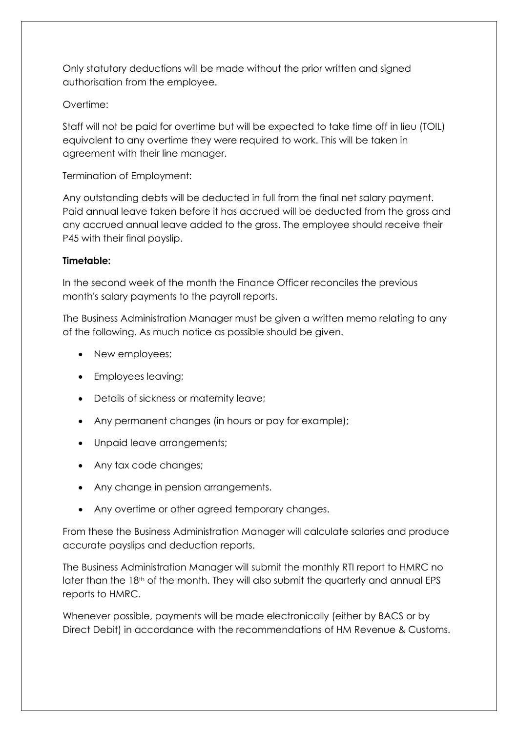Only statutory deductions will be made without the prior written and signed authorisation from the employee.

Overtime:

Staff will not be paid for overtime but will be expected to take time off in lieu (TOIL) equivalent to any overtime they were required to work. This will be taken in agreement with their line manager.

Termination of Employment:

Any outstanding debts will be deducted in full from the final net salary payment. Paid annual leave taken before it has accrued will be deducted from the gross and any accrued annual leave added to the gross. The employee should receive their P45 with their final payslip.

**Timetable:**

In the second week of the month the Finance Officer reconciles the previous month's salary payments to the payroll reports.

The Business Administration Manager must be given a written memo relating to any of the following. As much notice as possible should be given.

- New employees;
- Employees leaving;
- Details of sickness or maternity leave;
- Any permanent changes (in hours or pay for example);
- Unpaid leave arrangements;
- Any tax code changes;
- Any change in pension arrangements.
- Any overtime or other agreed temporary changes.

From these the Business Administration Manager will calculate salaries and produce accurate payslips and deduction reports.

The Business Administration Manager will submit the monthly RTI report to HMRC no later than the 18th of the month. They will also submit the quarterly and annual EPS reports to HMRC.

Whenever possible, payments will be made electronically (either by BACS or by Direct Debit) in accordance with the recommendations of HM Revenue & Customs.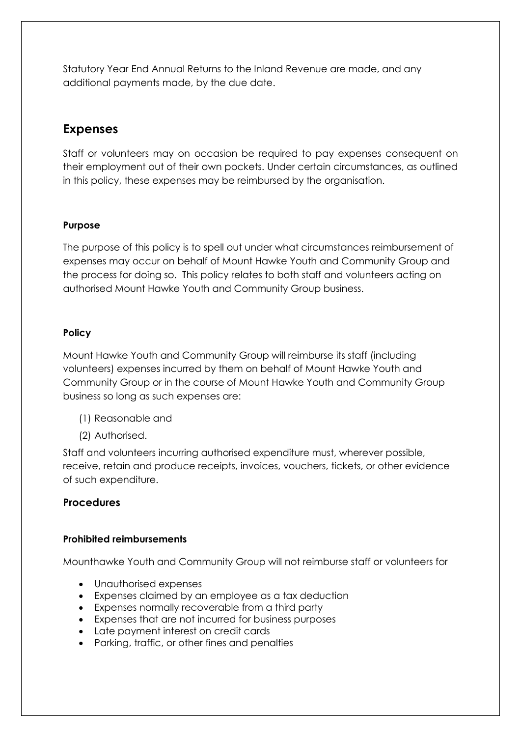Statutory Year End Annual Returns to the Inland Revenue are made, and any additional payments made, by the due date.

## Expenses

Staff or volunteers may on occasion be required to pay expenses consequent on their employment out of their own pockets. Under certain circumstances, as outlined in this policy, these expenses may be reimbursed by the organisation.

#### Purpose

The purpose of this policy is to spell out under what circumstances reimbursement of expenses may occur on behalf of Mount Hawke Youth and Community Group and the process for doing so. This policy relates to both staff and volunteers acting on authorised Mount Hawke Youth and Community Group business.

#### Policy

Mount Hawke Youth and Community Group will reimburse its staff (including volunteers) expenses incurred by them on behalf of Mount Hawke Youth and Community Group or in the course of Mount Hawke Youth and Community Group business so long as such expenses are:

(1) Reasonable and

(2) Authorised.

Staff and volunteers incurring authorised expenditure must, wherever possible, receive, retain and produce receipts, invoices, vouchers, tickets, or other evidence of such expenditure.

### Procedures

#### Prohibited reimbursements

Mounthawke Youth and Community Group will not reimburse staff or volunteers for

- Unauthorised expenses
- Expenses claimed by an employee as a tax deduction
- Expenses normally recoverable from a third party
- Expenses that are not incurred for business purposes
- Late payment interest on credit cards
- Parking, traffic, or other fines and penalties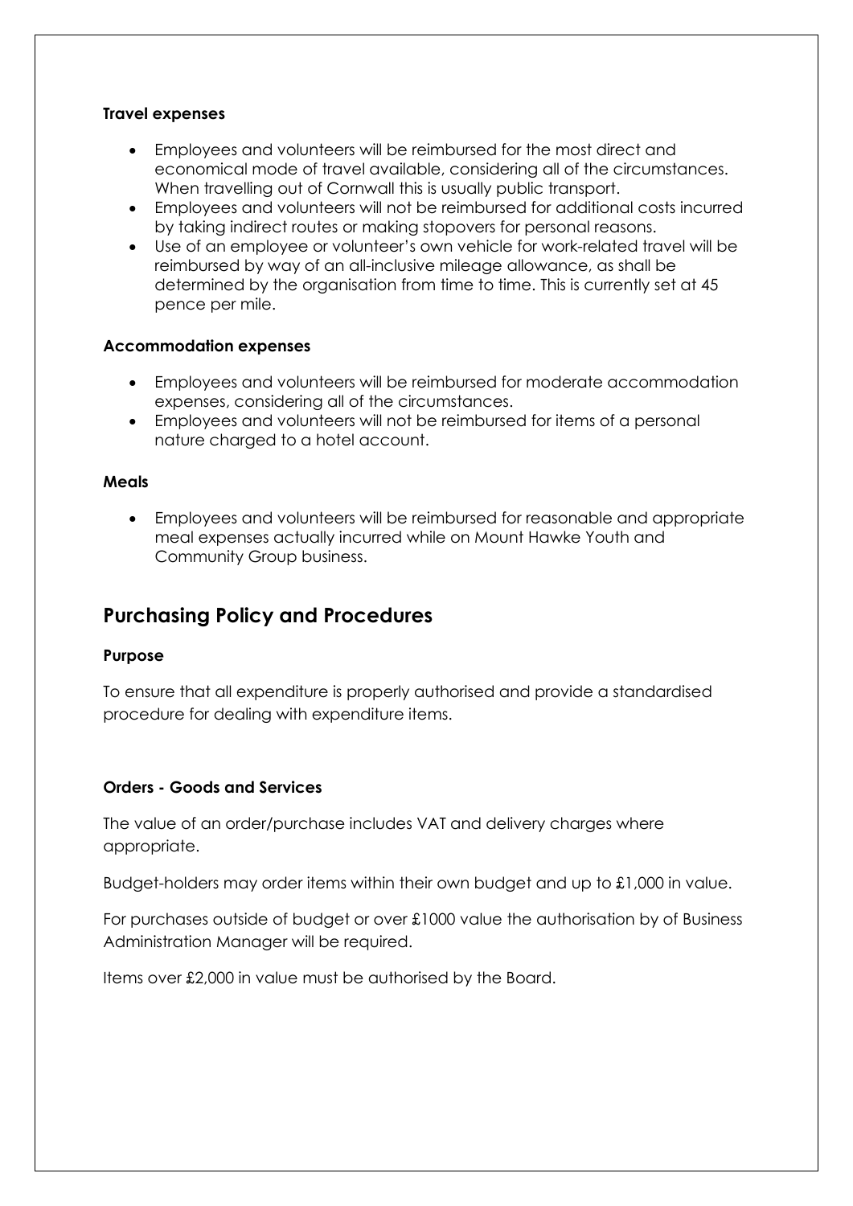**Travel expenses**

- Employees and volunteers will be reimbursed for the most direct and economical mode of travel available, considering all of the circumstances. When travelling out of Cornwall this is usually public transport.
- Employees and volunteers will not be reimbursed for additional costs incurred by taking indirect routes or making stopovers for personal reasons.
- Use of an employee or volunteer's own vehicle for work-related travel will be reimbursed by way of an all-inclusive mileage allowance, as shall be determined by the organisation from time to time. This is currently set at 45 pence per mile.

**Accommodation expenses**

- Employees and volunteers will be reimbursed for moderate accommodation expenses, considering all of the circumstances.
- Employees and volunteers will not be reimbursed for items of a personal nature charged to a hotel account.

**Meals**

- Employees and volunteers will be reimbursed for reasonable and appropriate meal expenses actually incurred while on Mount Hawke Youth and Community Group business.

## Purchasing Policy and Procedures

**Purpose**

To ensure that all expenditure is properly authorised and provide a standardised procedure for dealing with expenditure items.

**Orders - Goods and Services**

The value of an order/purchase includes VAT and delivery charges where appropriate.

Budget-holders may order items within their own budget and up to £1,000 in value.

For purchases outside of budget or over £1000 value the authorisation by of Business Administration Manager will be required.

Items over £2,000 in value must be authorised by the Board.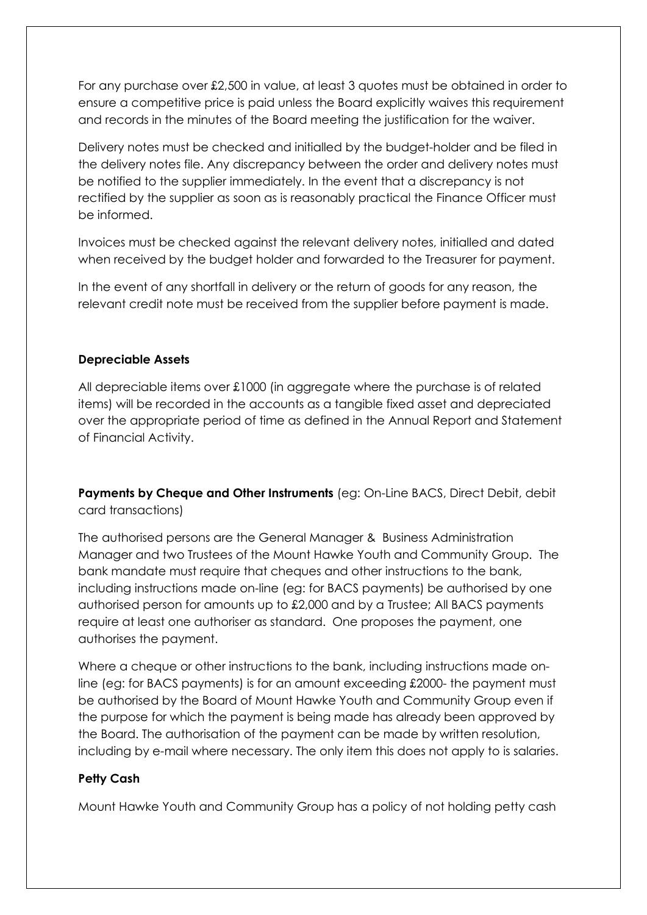For any purchase over £2,500 in value, at least 3 quotes must be obtained in order to ensure a competitive price is paid unless the Board explicitly waives this requirement and records in the minutes of the Board meeting the justification for the waiver.

Delivery notes must be checked and initialled by the budget-holder and be filed in the delivery notes file. Any discrepancy between the order and delivery notes must be notified to the supplier immediately. In the event that a discrepancy is not rectified by the supplier as soon as is reasonably practical the Finance Officer must be informed.

Invoices must be checked against the relevant delivery notes, initialled and dated when received by the budget holder and forwarded to the Treasurer for payment.

In the event of any shortfall in delivery or the return of goods for any reason, the relevant credit note must be received from the supplier before payment is made.

**Depreciable Assets**

All depreciable items over £1000 (in aggregate where the purchase is of related items) will be recorded in the accounts as a tangible fixed asset and depreciated over the appropriate period of time as defined in the Annual Report and Statement of Financial Activity.

**Payments by Cheque and Other Instruments** (eg: On-Line BACS, Direct Debit, debit card transactions)

The authorised persons are the General Manager & Business Administration Manager and two Trustees of the Mount Hawke Youth and Community Group. The bank mandate must require that cheques and other instructions to the bank, including instructions made on-line (eg: for BACS payments) be authorised by one authorised person for amounts up to £2,000 and by a Trustee; All BACS payments require at least one authoriser as standard. One proposes the payment, one authorises the payment.

Where a cheque or other instructions to the bank, including instructions made on-line (eg: for BACS payments) is for an amount exceeding £2000- the payment must be authorised by the Board of Mount Hawke Youth and Community Group even if the purpose for which the payment is being made has already been approved by the Board. The authorisation of the payment can be made by written resolution, including by e-mail where necessary. The only item this does not apply to is salaries.

**Petty Cash**

Mount Hawke Youth and Community Group has a policy of not holding petty cash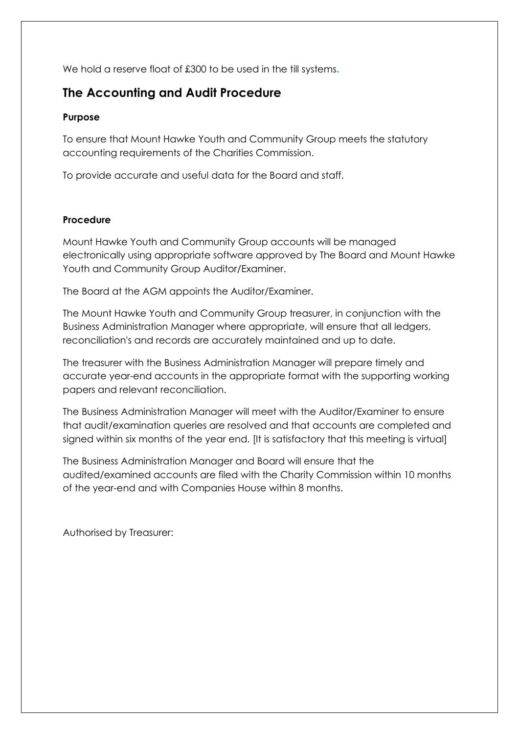We hold a reserve float of £300 to be used in the till systems.

## The Accounting and Audit Procedure

**Purpose**

To ensure that Mount Hawke Youth and Community Group meets the statutory accounting requirements of the Charities Commission.

To provide accurate and useful data for the Board and staff.

**Procedure**

Mount Hawke Youth and Community Group accounts will be managed electronically using appropriate software approved by The Board and Mount Hawke Youth and Community Group Auditor/Examiner.

The Board at the AGM appoints the Auditor/Examiner.

The Mount Hawke Youth and Community Group treasurer, in conjunction with the Business Administration Manager where appropriate, will ensure that all ledgers, reconciliation's and records are accurately maintained and up to date.

The treasurer with the Business Administration Manager will prepare timely and accurate year-end accounts in the appropriate format with the supporting working papers and relevant reconciliation.

The Business Administration Manager will meet with the Auditor/Examiner to ensure that audit/examination queries are resolved and that accounts are completed and signed within six months of the year end. [It is satisfactory that this meeting is virtual]

The Business Administration Manager and Board will ensure that the audited/examined accounts are filed with the Charity Commission within 10 months of the year-end and with Companies House within 8 months.

Authorised by Treasurer: